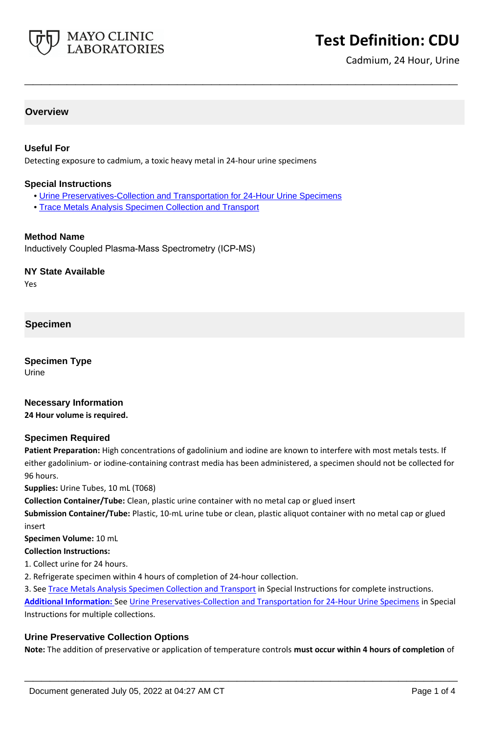# Test Definition: CDU

Cadmium, 24 Hour, Urine

## Overview

### Useful For

Detecting exposure to cadmium, a toxic heavy metal in 24-hour urine specimens

### Special Instructions

- Urine Preservatives-Collection and Transportation for 24-Hour Urine Specimens
- Trace Metals Analysis Specimen Collection and Transport

### Method Name

Inductively Coupled Plasma-Mass Spectrometry (ICP-MS)

### NY State Available

Yes

## Specimen

### Specimen Type

Urine

### Necessary Information

**24 Hour volume is required.**

### Specimen Required

**Patient Preparation:** High concentrations of gadolinium and iodine are known to interfere with most metals tests. If either gadolinium- or iodine-containing contrast media has been administered, a specimen should not be collected for 96 hours.

**Supplies:** Urine Tubes, 10 mL (T068)

**Collection Container/Tube:** Clean, plastic urine container with no metal cap or glued insert

**Submission Container/Tube:** Plastic, 10-mL urine tube or clean, plastic aliquot container with no metal cap or glued insert

**Specimen Volume:** 10 mL

**Collection Instructions:**

1. Collect urine for 24 hours.
2. Refrigerate specimen within 4 hours of completion of 24-hour collection.
3. See Trace Metals Analysis Specimen Collection and Transport in Special Instructions for complete instructions.

**Additional Information:** See Urine Preservatives-Collection and Transportation for 24-Hour Urine Specimens in Special Instructions for multiple collections.

### Urine Preservative Collection Options

**Note:** The addition of preservative or application of temperature controls **must occur within 4 hours of completion** of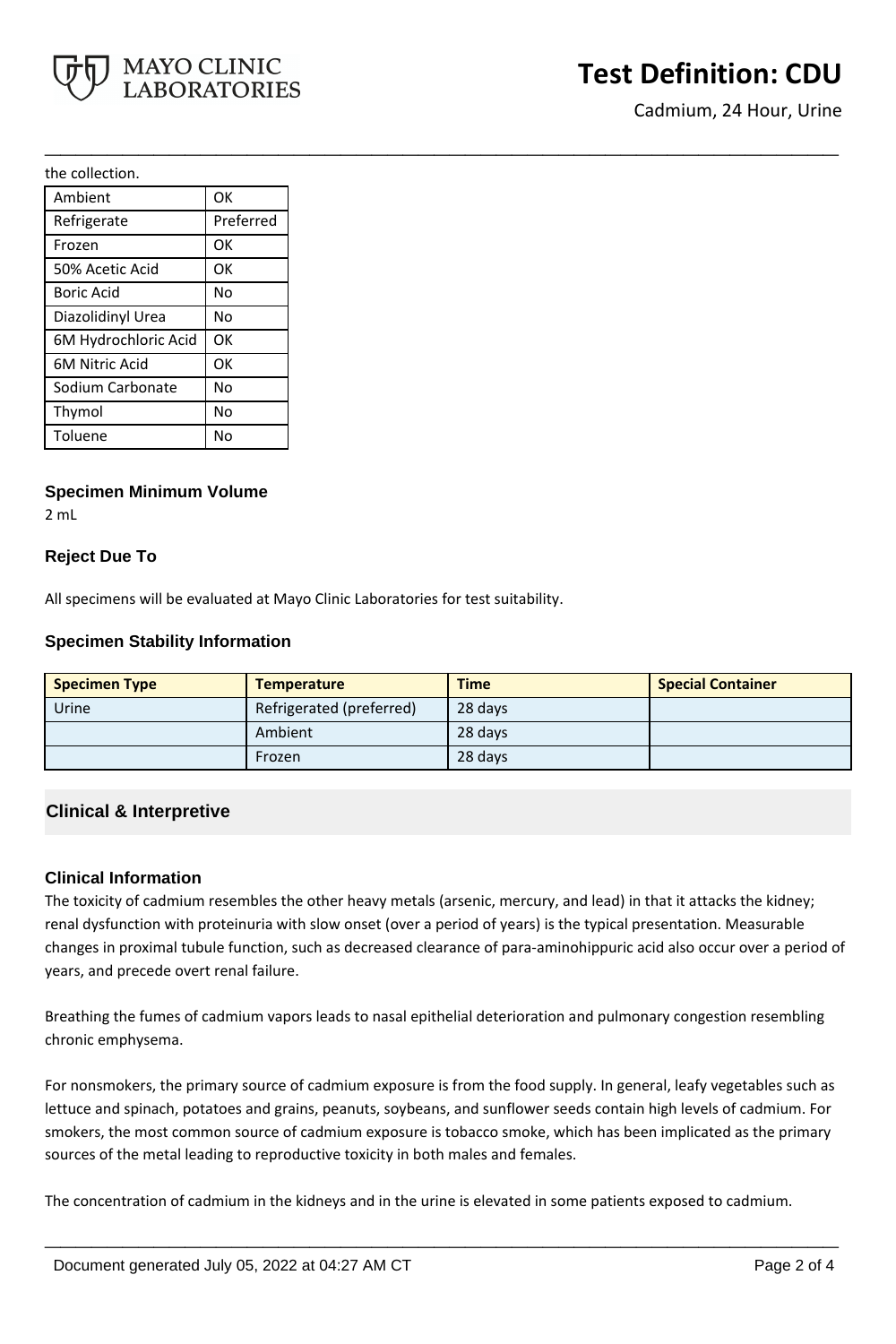the collection.

| | |
|---|---|
| Ambient | OK |
| Refrigerate | Preferred |
| Frozen | OK |
| 50% Acetic Acid | OK |
| Boric Acid | No |
| Diazolidinyl Urea | No |
| 6M Hydrochloric Acid | OK |
| 6M Nitric Acid | OK |
| Sodium Carbonate | No |
| Thymol | No |
| Toluene | No |

### Specimen Minimum Volume

2 mL

### Reject Due To

All specimens will be evaluated at Mayo Clinic Laboratories for test suitability.

### Specimen Stability Information

| Specimen Type | Temperature | Time | Special Container |
|---|---|---|---|
| Urine | Refrigerated (preferred) | 28 days | |
| | Ambient | 28 days | |
| | Frozen | 28 days | |

## Clinical & Interpretive

### Clinical Information

The toxicity of cadmium resembles the other heavy metals (arsenic, mercury, and lead) in that it attacks the kidney; renal dysfunction with proteinuria with slow onset (over a period of years) is the typical presentation. Measurable changes in proximal tubule function, such as decreased clearance of para-aminohippuric acid also occur over a period of years, and precede overt renal failure.

Breathing the fumes of cadmium vapors leads to nasal epithelial deterioration and pulmonary congestion resembling chronic emphysema.

For nonsmokers, the primary source of cadmium exposure is from the food supply. In general, leafy vegetables such as lettuce and spinach, potatoes and grains, peanuts, soybeans, and sunflower seeds contain high levels of cadmium. For smokers, the most common source of cadmium exposure is tobacco smoke, which has been implicated as the primary sources of the metal leading to reproductive toxicity in both males and females.

The concentration of cadmium in the kidneys and in the urine is elevated in some patients exposed to cadmium.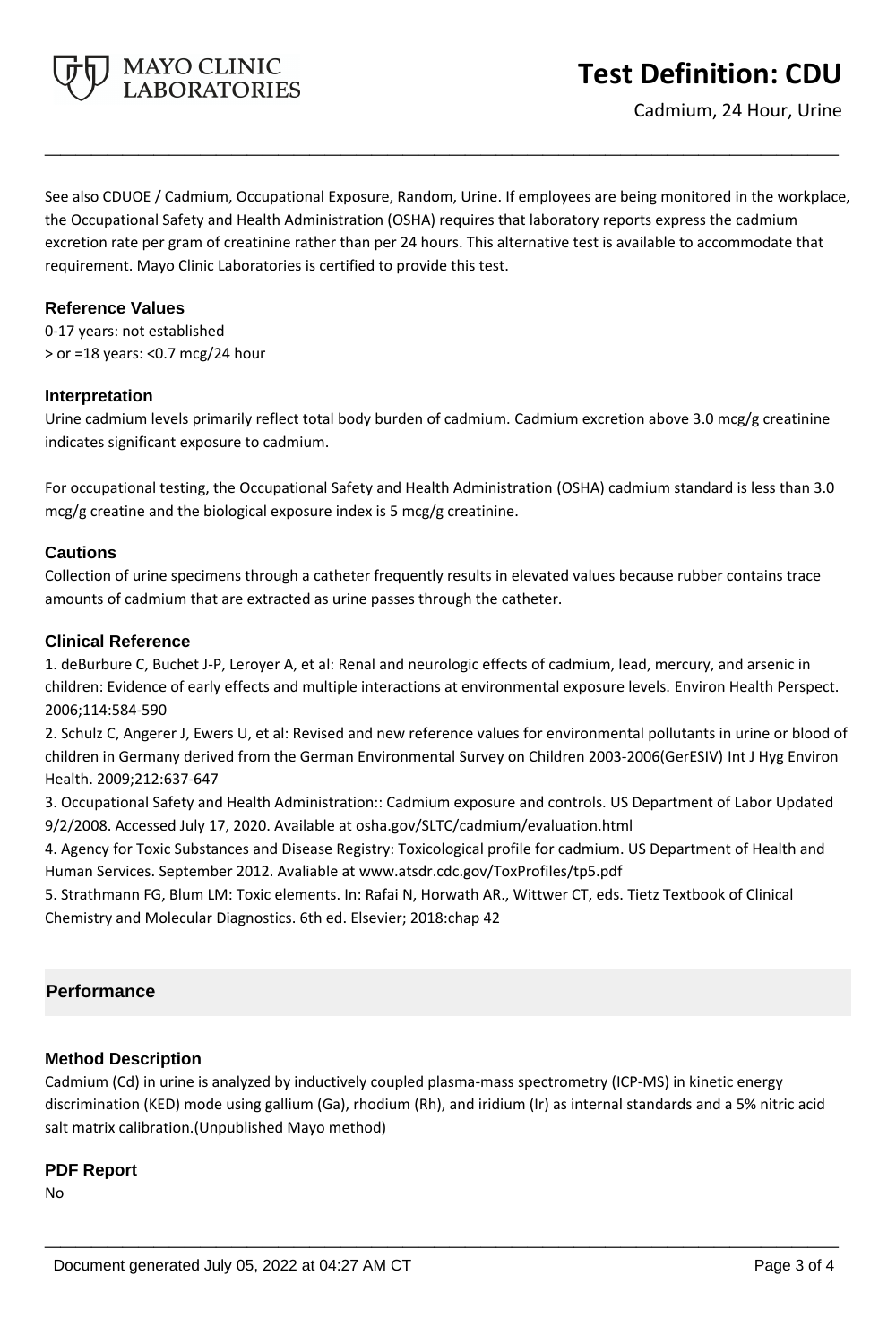See also CDUOE / Cadmium, Occupational Exposure, Random, Urine. If employees are being monitored in the workplace, the Occupational Safety and Health Administration (OSHA) requires that laboratory reports express the cadmium excretion rate per gram of creatinine rather than per 24 hours. This alternative test is available to accommodate that requirement. Mayo Clinic Laboratories is certified to provide this test.

### Reference Values

0-17 years: not established
> or =18 years: <0.7 mcg/24 hour

### Interpretation

Urine cadmium levels primarily reflect total body burden of cadmium. Cadmium excretion above 3.0 mcg/g creatinine indicates significant exposure to cadmium.

For occupational testing, the Occupational Safety and Health Administration (OSHA) cadmium standard is less than 3.0 mcg/g creatine and the biological exposure index is 5 mcg/g creatinine.

### Cautions

Collection of urine specimens through a catheter frequently results in elevated values because rubber contains trace amounts of cadmium that are extracted as urine passes through the catheter.

### Clinical Reference

1. deBurbure C, Buchet J-P, Leroyer A, et al: Renal and neurologic effects of cadmium, lead, mercury, and arsenic in children: Evidence of early effects and multiple interactions at environmental exposure levels. Environ Health Perspect. 2006;114:584-590
2. Schulz C, Angerer J, Ewers U, et al: Revised and new reference values for environmental pollutants in urine or blood of children in Germany derived from the German Environmental Survey on Children 2003-2006(GerESIV) Int J Hyg Environ Health. 2009;212:637-647
3. Occupational Safety and Health Administration:: Cadmium exposure and controls. US Department of Labor Updated 9/2/2008. Accessed July 17, 2020. Available at osha.gov/SLTC/cadmium/evaluation.html
4. Agency for Toxic Substances and Disease Registry: Toxicological profile for cadmium. US Department of Health and Human Services. September 2012. Avaliable at www.atsdr.cdc.gov/ToxProfiles/tp5.pdf
5. Strathmann FG, Blum LM: Toxic elements. In: Rafai N, Horwath AR., Wittwer CT, eds. Tietz Textbook of Clinical Chemistry and Molecular Diagnostics. 6th ed. Elsevier; 2018:chap 42

## Performance

### Method Description

Cadmium (Cd) in urine is analyzed by inductively coupled plasma-mass spectrometry (ICP-MS) in kinetic energy discrimination (KED) mode using gallium (Ga), rhodium (Rh), and iridium (Ir) as internal standards and a 5% nitric acid salt matrix calibration.(Unpublished Mayo method)

### PDF Report

No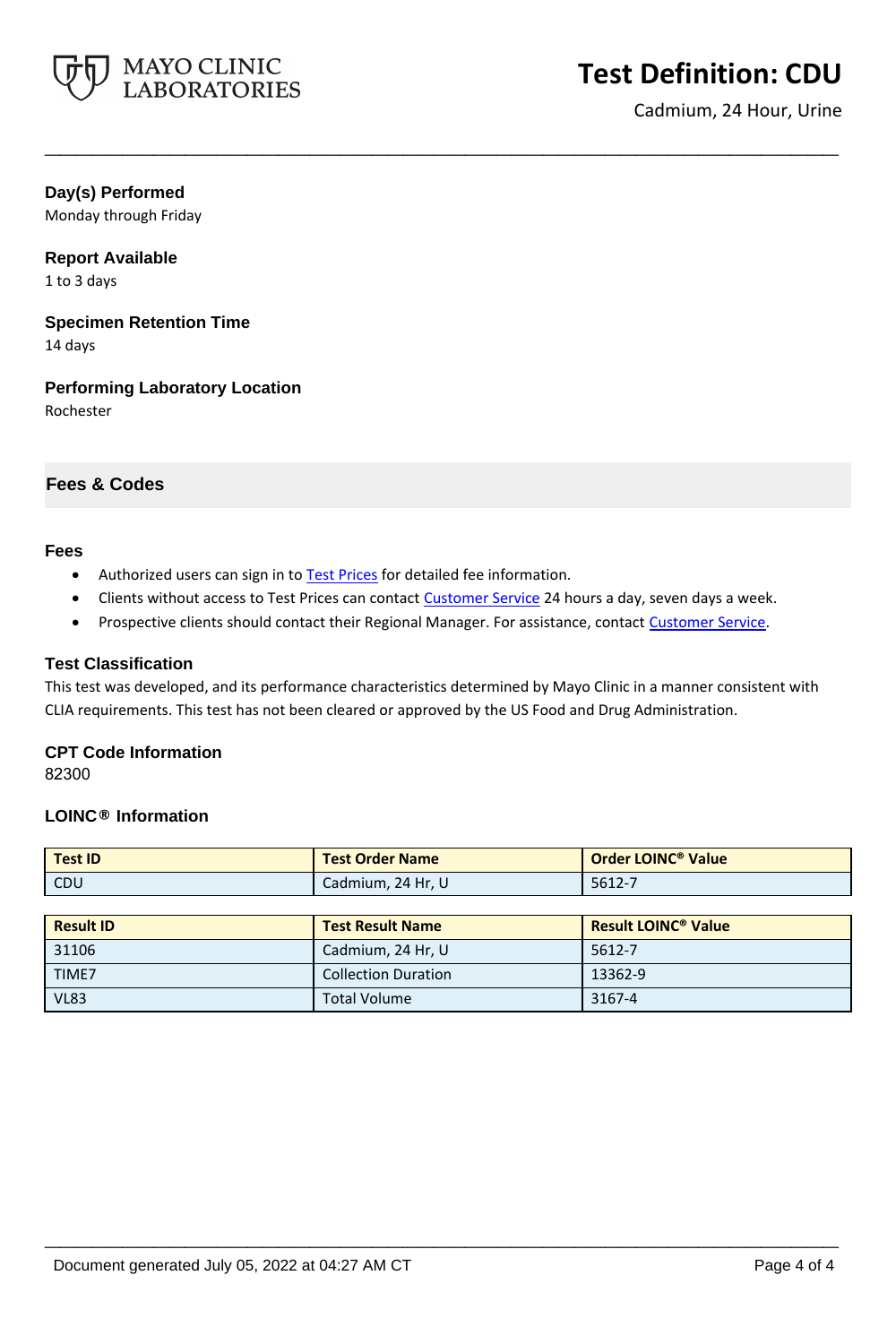#### Day(s) Performed

Monday through Friday

#### Report Available

1 to 3 days

#### Specimen Retention Time

14 days

#### Performing Laboratory Location

Rochester

## Fees & Codes

#### Fees

- Authorized users can sign in to Test Prices for detailed fee information.
- Clients without access to Test Prices can contact Customer Service 24 hours a day, seven days a week.
- Prospective clients should contact their Regional Manager. For assistance, contact Customer Service.

#### Test Classification

This test was developed, and its performance characteristics determined by Mayo Clinic in a manner consistent with CLIA requirements. This test has not been cleared or approved by the US Food and Drug Administration.

#### CPT Code Information

82300

#### LOINC® Information

| Test ID | Test Order Name | Order LOINC® Value |
|---|---|---|
| CDU | Cadmium, 24 Hr, U | 5612-7 |

| Result ID | Test Result Name | Result LOINC® Value |
|---|---|---|
| 31106 | Cadmium, 24 Hr, U | 5612-7 |
| TIME7 | Collection Duration | 13362-9 |
| VL83 | Total Volume | 3167-4 |